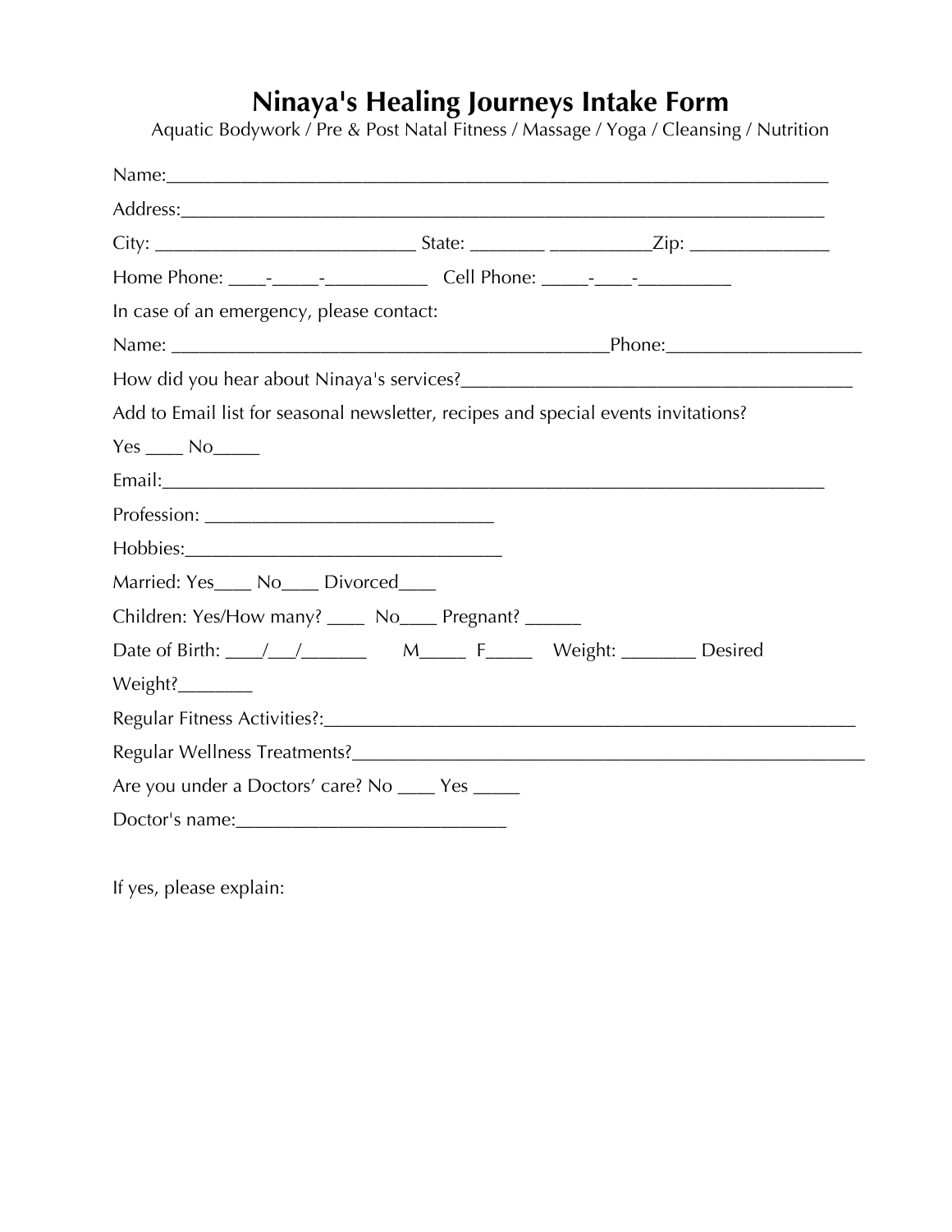# Ninaya's Healing Journeys Intake Form

Aquatic Bodywork / Pre & Post Natal Fitness / Massage / Yoga / Cleansing / Nutrition

Name:_______________________________________________________________________

Address:_____________________________________________________________________

City: ___________________________ State: ________ ___________Zip: _______________

Home Phone: ____-_____-___________ Cell Phone: _____-____-__________

In case of an emergency, please contact:

Name: _______________________________________________Phone:____________________

How did you hear about Ninaya's services?__________________________________________

Add to Email list for seasonal newsletter, recipes and special events invitations?

Yes ____ No_____

Email:_______________________________________________________________________

Profession: ______________________________

Hobbies:__________________________________

Married: Yes____ No____ Divorced____

Children: Yes/How many? ____ No____ Pregnant? ______

Date of Birth: ____/___/_______ M_____ F_____ Weight: ________ Desired Weight?________

Regular Fitness Activities?:_________________________________________________________

Regular Wellness Treatments?_______________________________________________________

Are you under a Doctors' care? No ____ Yes _____

Doctor's name:_____________________________

If yes, please explain: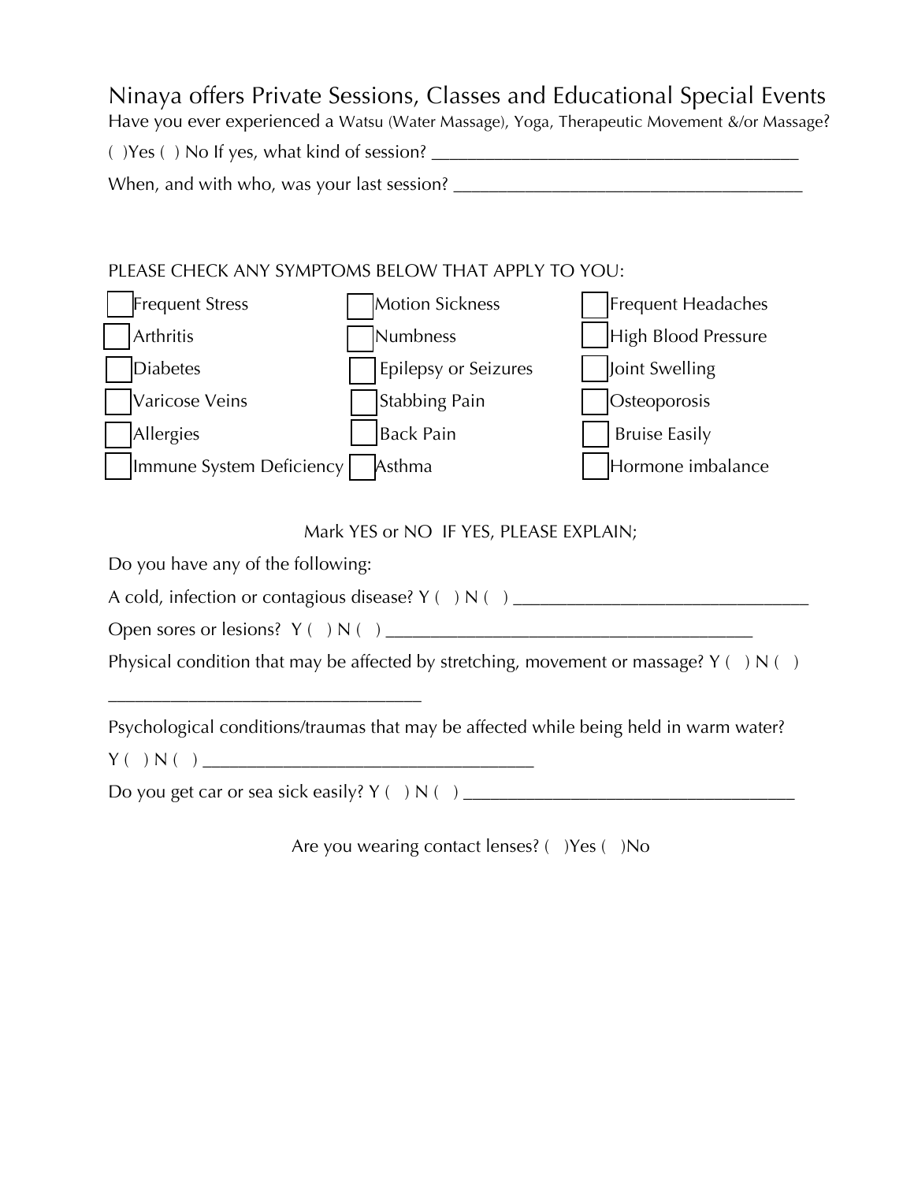# Ninaya offers Private Sessions, Classes and Educational Special Events

Have you ever experienced a Watsu (Water Massage), Yoga, Therapeutic Movement &/or Massage?

( )Yes ( ) No If yes, what kind of session? ________________________________________

When, and with who, was your last session? ______________________________________

PLEASE CHECK ANY SYMPTOMS BELOW THAT APPLY TO YOU:

| | | |
|---|---|---|
| ☐ Frequent Stress | ☐ Motion Sickness | ☐ Frequent Headaches |
| ☐ Arthritis | ☐ Numbness | ☐ High Blood Pressure |
| ☐ Diabetes | ☐ Epilepsy or Seizures | ☐ Joint Swelling |
| ☐ Varicose Veins | ☐ Stabbing Pain | ☐ Osteoporosis |
| ☐ Allergies | ☐ Back Pain | ☐ Bruise Easily |
| ☐ Immune System Deficiency | ☐ Asthma | ☐ Hormone imbalance |

Mark YES or NO IF YES, PLEASE EXPLAIN;

Do you have any of the following:

A cold, infection or contagious disease? Y ( ) N ( ) _________________________________

Open sores or lesions? Y ( ) N ( ) ________________________________________

Physical condition that may be affected by stretching, movement or massage? Y ( ) N ( )

__________________________________

Psychological conditions/traumas that may be affected while being held in warm water?

Y ( ) N ( ) ____________________________________

Do you get car or sea sick easily? Y ( ) N ( ) ____________________________________

Are you wearing contact lenses? ( )Yes ( )No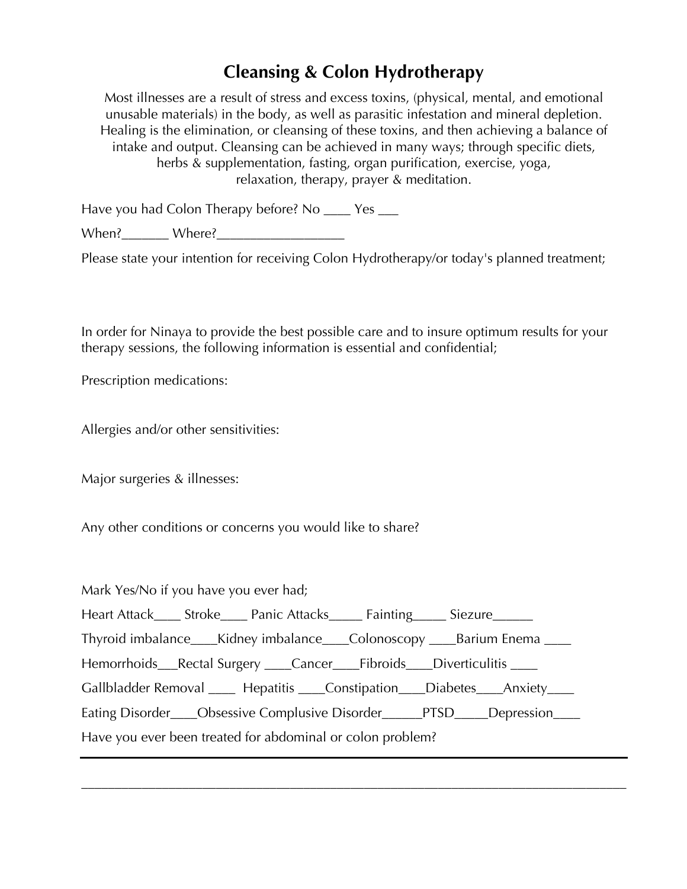# Cleansing & Colon Hydrotherapy

Most illnesses are a result of stress and excess toxins, (physical, mental, and emotional unusable materials) in the body, as well as parasitic infestation and mineral depletion. Healing is the elimination, or cleansing of these toxins, and then achieving a balance of intake and output. Cleansing can be achieved in many ways; through specific diets, herbs & supplementation, fasting, organ purification, exercise, yoga, relaxation, therapy, prayer & meditation.

Have you had Colon Therapy before? No ____ Yes ___

When?_______ Where?__________________

Please state your intention for receiving Colon Hydrotherapy/or today's planned treatment;

In order for Ninaya to provide the best possible care and to insure optimum results for your therapy sessions, the following information is essential and confidential;

Prescription medications:

Allergies and/or other sensitivities:

Major surgeries & illnesses:

Any other conditions or concerns you would like to share?

Mark Yes/No if you have you ever had;

Heart Attack____ Stroke____ Panic Attacks_____ Fainting_____ Siezure______

Thyroid imbalance____Kidney imbalance____Colonoscopy ____Barium Enema ____

Hemorrhoids___Rectal Surgery ____Cancer____Fibroids____Diverticulitis ____

Gallbladder Removal ____ Hepatitis ____Constipation____Diabetes____Anxiety____

Eating Disorder____Obsessive Complusive Disorder______PTSD_____Depression____

Have you ever been treated for abdominal or colon problem?

___________________________________________________________________________

___________________________________________________________________________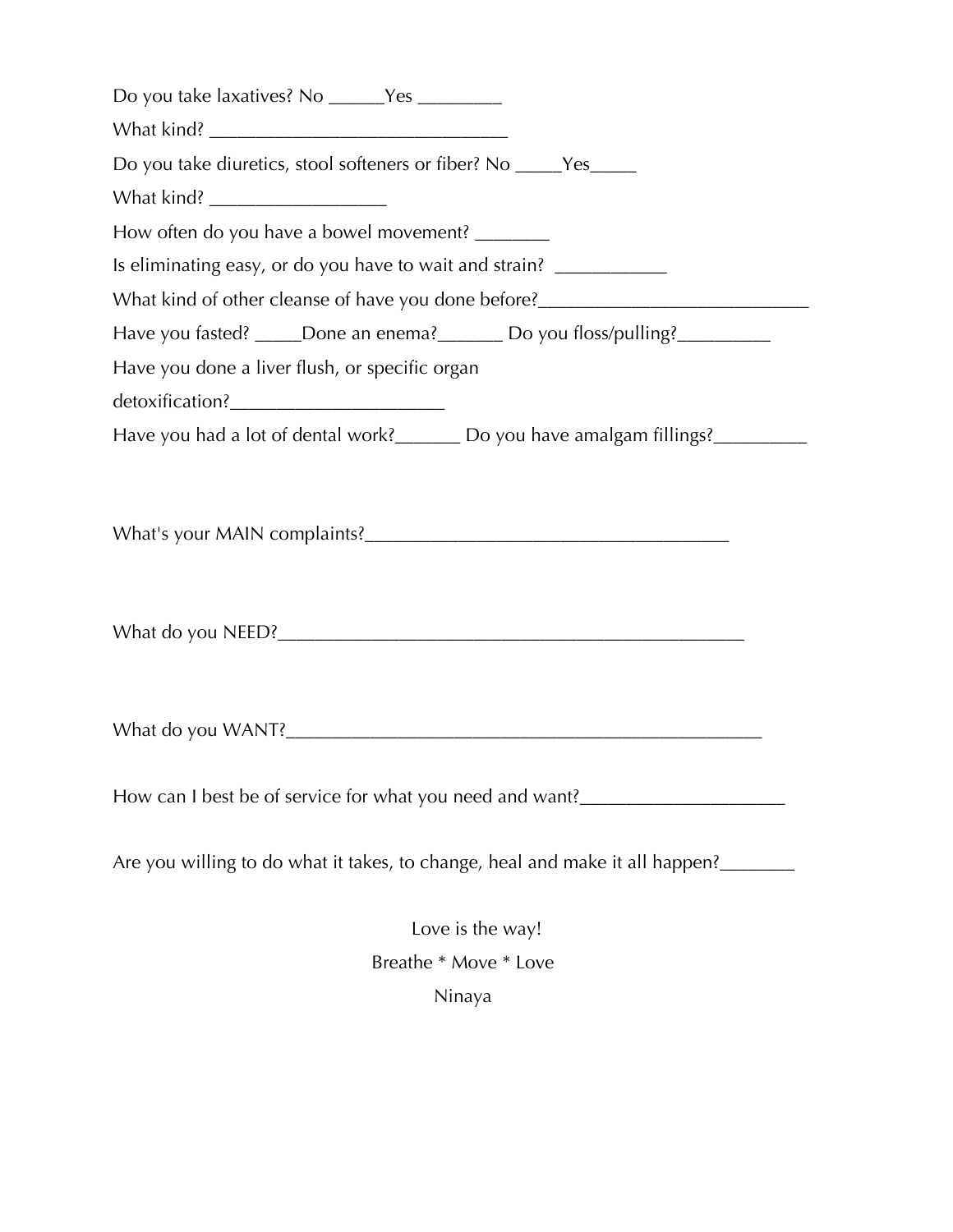Do you take laxatives? No ______Yes _________

What kind? ________________________________

Do you take diuretics, stool softeners or fiber? No _____Yes_____

What kind? ___________________

How often do you have a bowel movement? ________

Is eliminating easy, or do you have to wait and strain? ____________

What kind of other cleanse of have you done before?_____________________________

Have you fasted? _____Done an enema?_______ Do you floss/pulling?__________

Have you done a liver flush, or specific organ detoxification?______________________

Have you had a lot of dental work?_______ Do you have amalgam fillings?__________

What's your MAIN complaints?_______________________________________

What do you NEED?__________________________________________________

What do you WANT?__________________________________________________

How can I best be of service for what you need and want?_____________________

Are you willing to do what it takes, to change, heal and make it all happen?________

Love is the way!

Breathe * Move * Love

Ninaya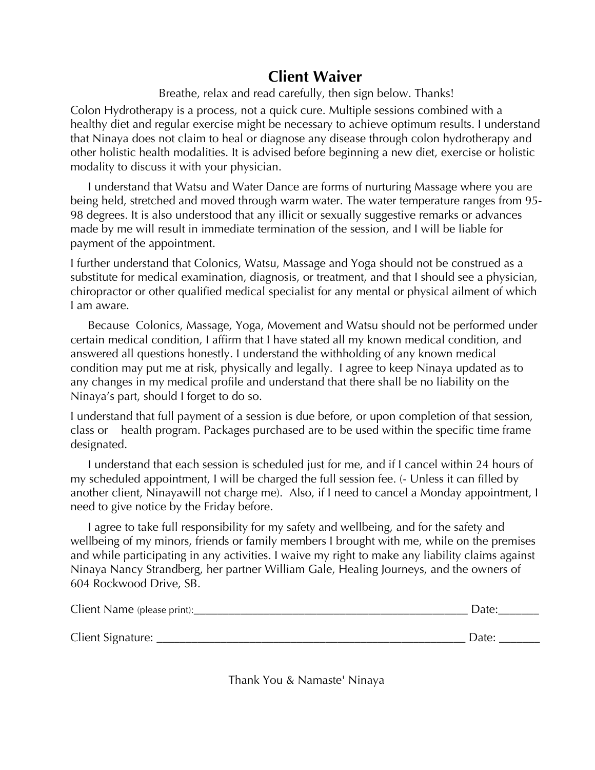# Client Waiver

Breathe, relax and read carefully, then sign below. Thanks!

Colon Hydrotherapy is a process, not a quick cure. Multiple sessions combined with a healthy diet and regular exercise might be necessary to achieve optimum results. I understand that Ninaya does not claim to heal or diagnose any disease through colon hydrotherapy and other holistic health modalities. It is advised before beginning a new diet, exercise or holistic modality to discuss it with your physician.

I understand that Watsu and Water Dance are forms of nurturing Massage where you are being held, stretched and moved through warm water. The water temperature ranges from 95-98 degrees. It is also understood that any illicit or sexually suggestive remarks or advances made by me will result in immediate termination of the session, and I will be liable for payment of the appointment.

I further understand that Colonics, Watsu, Massage and Yoga should not be construed as a substitute for medical examination, diagnosis, or treatment, and that I should see a physician, chiropractor or other qualified medical specialist for any mental or physical ailment of which I am aware.

Because Colonics, Massage, Yoga, Movement and Watsu should not be performed under certain medical condition, I affirm that I have stated all my known medical condition, and answered all questions honestly. I understand the withholding of any known medical condition may put me at risk, physically and legally. I agree to keep Ninaya updated as to any changes in my medical profile and understand that there shall be no liability on the Ninaya's part, should I forget to do so.

I understand that full payment of a session is due before, or upon completion of that session, class or health program. Packages purchased are to be used within the specific time frame designated.

I understand that each session is scheduled just for me, and if I cancel within 24 hours of my scheduled appointment, I will be charged the full session fee. (- Unless it can filled by another client, Ninayawill not charge me). Also, if I need to cancel a Monday appointment, I need to give notice by the Friday before.

I agree to take full responsibility for my safety and wellbeing, and for the safety and wellbeing of my minors, friends or family members I brought with me, while on the premises and while participating in any activities. I waive my right to make any liability claims against Ninaya Nancy Strandberg, her partner William Gale, Healing Journeys, and the owners of 604 Rockwood Drive, SB.

Client Name (please print):_______________________________________________ Date:_______

Client Signature: ____________________________________________________ Date: _______

Thank You & Namaste' Ninaya